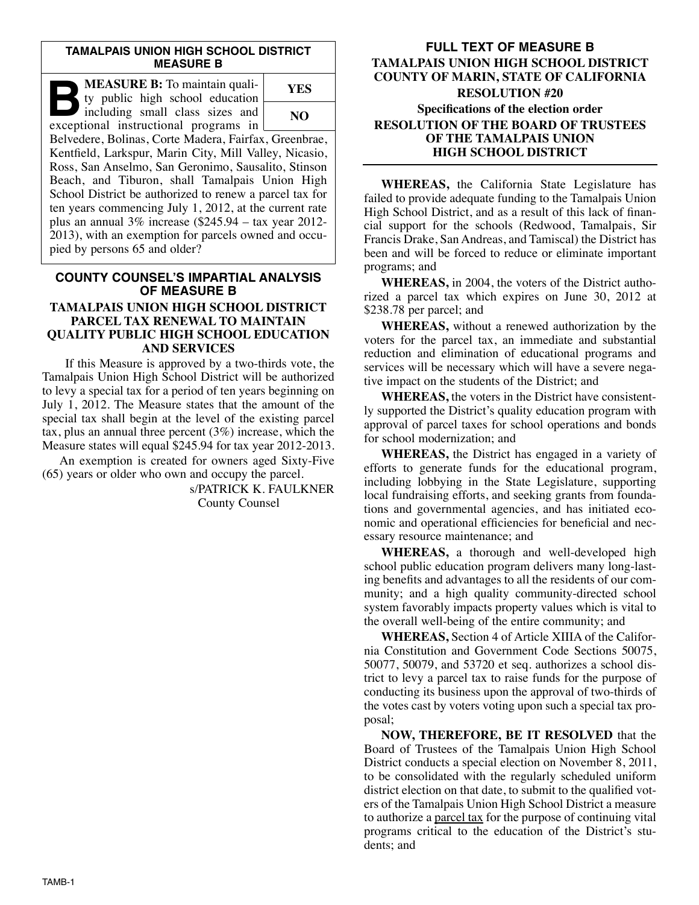## TAMALPAIS UNION HIGH SCHOOL DISTRICT MEASURE B

**MEASURE B:** To maintain quality public high school education including small class sizes and exceptional instructional programs in Belvedere, Bolinas, Corte Madera, Fairfax, Greenbrae, Kentfield, Larkspur, Marin City, Mill Valley, Nicasio, Ross, San Anselmo, San Geronimo, Sausalito, Stinson Beach, and Tiburon, shall Tamalpais Union High School District be authorized to renew a parcel tax for ten years commencing July 1, 2012, at the current rate plus an annual 3% increase ($245.94 – tax year 2012-2013), with an exemption for parcels owned and occupied by persons 65 and older?

| YES |
|---|
| NO |

## COUNTY COUNSEL'S IMPARTIAL ANALYSIS OF MEASURE B

### TAMALPAIS UNION HIGH SCHOOL DISTRICT PARCEL TAX RENEWAL TO MAINTAIN QUALITY PUBLIC HIGH SCHOOL EDUCATION AND SERVICES

If this Measure is approved by a two-thirds vote, the Tamalpais Union High School District will be authorized to levy a special tax for a period of ten years beginning on July 1, 2012. The Measure states that the amount of the special tax shall begin at the level of the existing parcel tax, plus an annual three percent (3%) increase, which the Measure states will equal $245.94 for tax year 2012-2013.

An exemption is created for owners aged Sixty-Five (65) years or older who own and occupy the parcel.

s/PATRICK K. FAULKNER
County Counsel

## FULL TEXT OF MEASURE B

### TAMALPAIS UNION HIGH SCHOOL DISTRICT COUNTY OF MARIN, STATE OF CALIFORNIA

### RESOLUTION #20

**Specifications of the election order**

### RESOLUTION OF THE BOARD OF TRUSTEES OF THE TAMALPAIS UNION HIGH SCHOOL DISTRICT

**WHEREAS,** the California State Legislature has failed to provide adequate funding to the Tamalpais Union High School District, and as a result of this lack of financial support for the schools (Redwood, Tamalpais, Sir Francis Drake, San Andreas, and Tamiscal) the District has been and will be forced to reduce or eliminate important programs; and

**WHEREAS,** in 2004, the voters of the District authorized a parcel tax which expires on June 30, 2012 at $238.78 per parcel; and

**WHEREAS,** without a renewed authorization by the voters for the parcel tax, an immediate and substantial reduction and elimination of educational programs and services will be necessary which will have a severe negative impact on the students of the District; and

**WHEREAS,** the voters in the District have consistently supported the District's quality education program with approval of parcel taxes for school operations and bonds for school modernization; and

**WHEREAS,** the District has engaged in a variety of efforts to generate funds for the educational program, including lobbying in the State Legislature, supporting local fundraising efforts, and seeking grants from foundations and governmental agencies, and has initiated economic and operational efficiencies for beneficial and necessary resource maintenance; and

**WHEREAS,** a thorough and well-developed high school public education program delivers many long-lasting benefits and advantages to all the residents of our community; and a high quality community-directed school system favorably impacts property values which is vital to the overall well-being of the entire community; and

**WHEREAS,** Section 4 of Article XIIIA of the California Constitution and Government Code Sections 50075, 50077, 50079, and 53720 et seq. authorizes a school district to levy a parcel tax to raise funds for the purpose of conducting its business upon the approval of two-thirds of the votes cast by voters voting upon such a special tax proposal;

**NOW, THEREFORE, BE IT RESOLVED** that the Board of Trustees of the Tamalpais Union High School District conducts a special election on November 8, 2011, to be consolidated with the regularly scheduled uniform district election on that date, to submit to the qualified voters of the Tamalpais Union High School District a measure to authorize a <u>parcel tax</u> for the purpose of continuing vital programs critical to the education of the District's students; and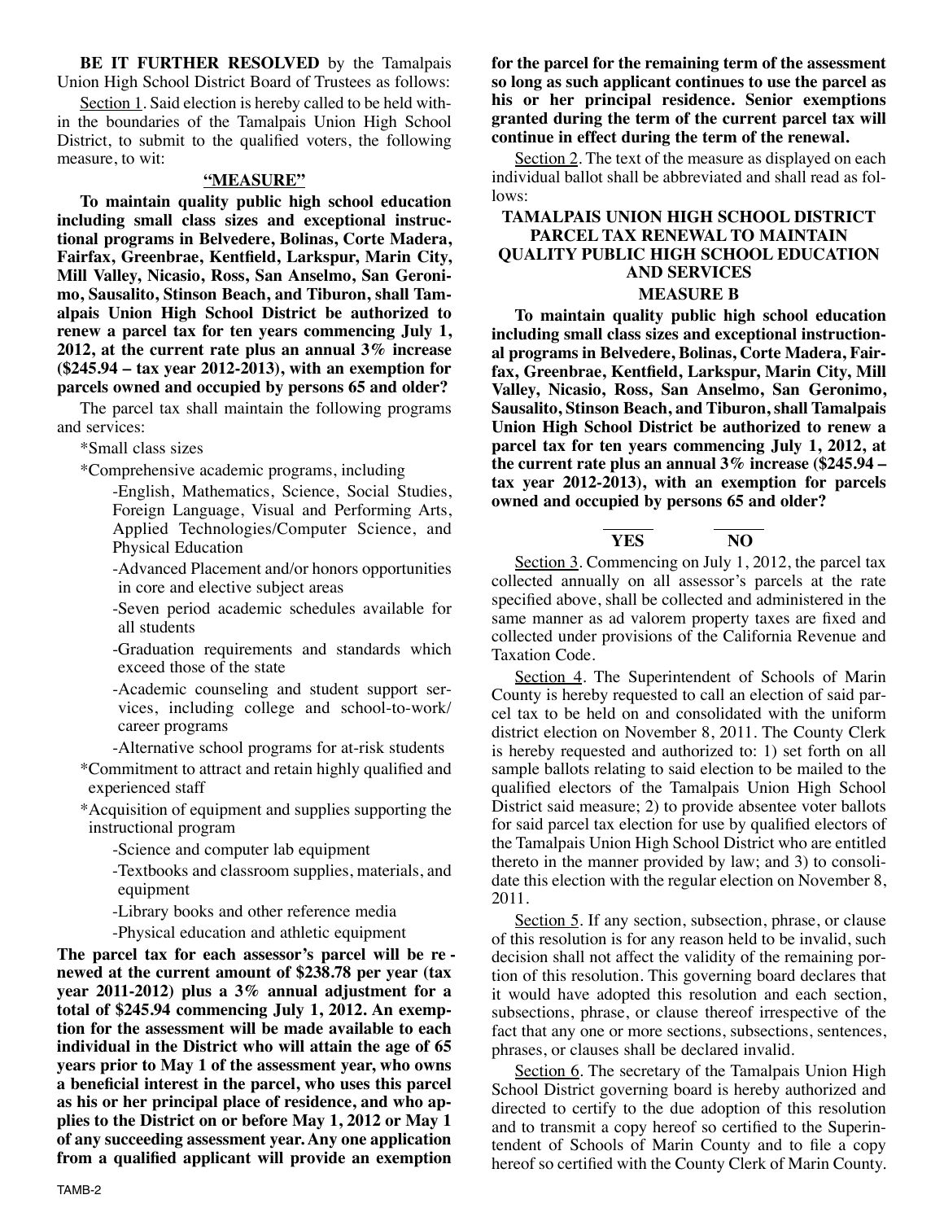**BE IT FURTHER RESOLVED** by the Tamalpais Union High School District Board of Trustees as follows:

Section 1. Said election is hereby called to be held within the boundaries of the Tamalpais Union High School District, to submit to the qualified voters, the following measure, to wit:

**"MEASURE"**

**To maintain quality public high school education including small class sizes and exceptional instructional programs in Belvedere, Bolinas, Corte Madera, Fairfax, Greenbrae, Kentfield, Larkspur, Marin City, Mill Valley, Nicasio, Ross, San Anselmo, San Geronimo, Sausalito, Stinson Beach, and Tiburon, shall Tamalpais Union High School District be authorized to renew a parcel tax for ten years commencing July 1, 2012, at the current rate plus an annual 3% increase ($245.94 – tax year 2012-2013), with an exemption for parcels owned and occupied by persons 65 and older?**

The parcel tax shall maintain the following programs and services:

*Small class sizes

*Comprehensive academic programs, including

- -English, Mathematics, Science, Social Studies, Foreign Language, Visual and Performing Arts, Applied Technologies/Computer Science, and Physical Education
- -Advanced Placement and/or honors opportunities in core and elective subject areas
- -Seven period academic schedules available for all students
- -Graduation requirements and standards which exceed those of the state
- -Academic counseling and student support services, including college and school-to-work/career programs
- -Alternative school programs for at-risk students

*Commitment to attract and retain highly qualified and experienced staff

*Acquisition of equipment and supplies supporting the instructional program

- -Science and computer lab equipment
- -Textbooks and classroom supplies, materials, and equipment
- -Library books and other reference media
- -Physical education and athletic equipment

**The parcel tax for each assessor's parcel will be renewed at the current amount of $238.78 per year (tax year 2011-2012) plus a 3% annual adjustment for a total of $245.94 commencing July 1, 2012. An exemption for the assessment will be made available to each individual in the District who will attain the age of 65 years prior to May 1 of the assessment year, who owns a beneficial interest in the parcel, who uses this parcel as his or her principal place of residence, and who applies to the District on or before May 1, 2012 or May 1 of any succeeding assessment year. Any one application from a qualified applicant will provide an exemption for the parcel for the remaining term of the assessment so long as such applicant continues to use the parcel as his or her principal residence. Senior exemptions granted during the term of the current parcel tax will continue in effect during the term of the renewal.**

Section 2. The text of the measure as displayed on each individual ballot shall be abbreviated and shall read as follows:

**TAMALPAIS UNION HIGH SCHOOL DISTRICT PARCEL TAX RENEWAL TO MAINTAIN QUALITY PUBLIC HIGH SCHOOL EDUCATION AND SERVICES**

**MEASURE B**

**To maintain quality public high school education including small class sizes and exceptional instructional programs in Belvedere, Bolinas, Corte Madera, Fairfax, Greenbrae, Kentfield, Larkspur, Marin City, Mill Valley, Nicasio, Ross, San Anselmo, San Geronimo, Sausalito, Stinson Beach, and Tiburon, shall Tamalpais Union High School District be authorized to renew a parcel tax for ten years commencing July 1, 2012, at the current rate plus an annual 3% increase ($245.94 – tax year 2012-2013), with an exemption for parcels owned and occupied by persons 65 and older?**

**YES** ______ **NO** ______

Section 3. Commencing on July 1, 2012, the parcel tax collected annually on all assessor's parcels at the rate specified above, shall be collected and administered in the same manner as ad valorem property taxes are fixed and collected under provisions of the California Revenue and Taxation Code.

Section 4. The Superintendent of Schools of Marin County is hereby requested to call an election of said parcel tax to be held on and consolidated with the uniform district election on November 8, 2011. The County Clerk is hereby requested and authorized to: 1) set forth on all sample ballots relating to said election to be mailed to the qualified electors of the Tamalpais Union High School District said measure; 2) to provide absentee voter ballots for said parcel tax election for use by qualified electors of the Tamalpais Union High School District who are entitled thereto in the manner provided by law; and 3) to consolidate this election with the regular election on November 8, 2011.

Section 5. If any section, subsection, phrase, or clause of this resolution is for any reason held to be invalid, such decision shall not affect the validity of the remaining portion of this resolution. This governing board declares that it would have adopted this resolution and each section, subsections, phrase, or clause thereof irrespective of the fact that any one or more sections, subsections, sentences, phrases, or clauses shall be declared invalid.

Section 6. The secretary of the Tamalpais Union High School District governing board is hereby authorized and directed to certify to the due adoption of this resolution and to transmit a copy hereof so certified to the Superintendent of Schools of Marin County and to file a copy hereof so certified with the County Clerk of Marin County.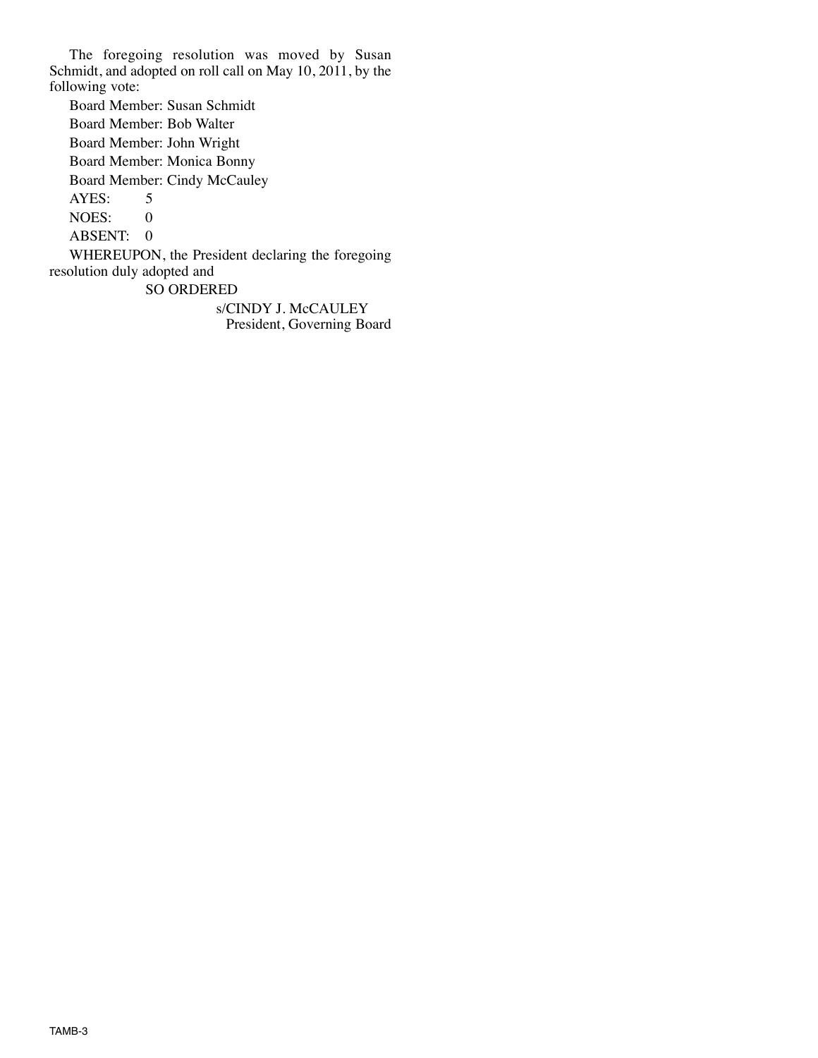The foregoing resolution was moved by Susan Schmidt, and adopted on roll call on May 10, 2011, by the following vote:

Board Member: Susan Schmidt

Board Member: Bob Walter

Board Member: John Wright

Board Member: Monica Bonny

Board Member: Cindy McCauley

AYES: 5

NOES: 0

ABSENT: 0

WHEREUPON, the President declaring the foregoing resolution duly adopted and

SO ORDERED

s/CINDY J. McCAULEY
President, Governing Board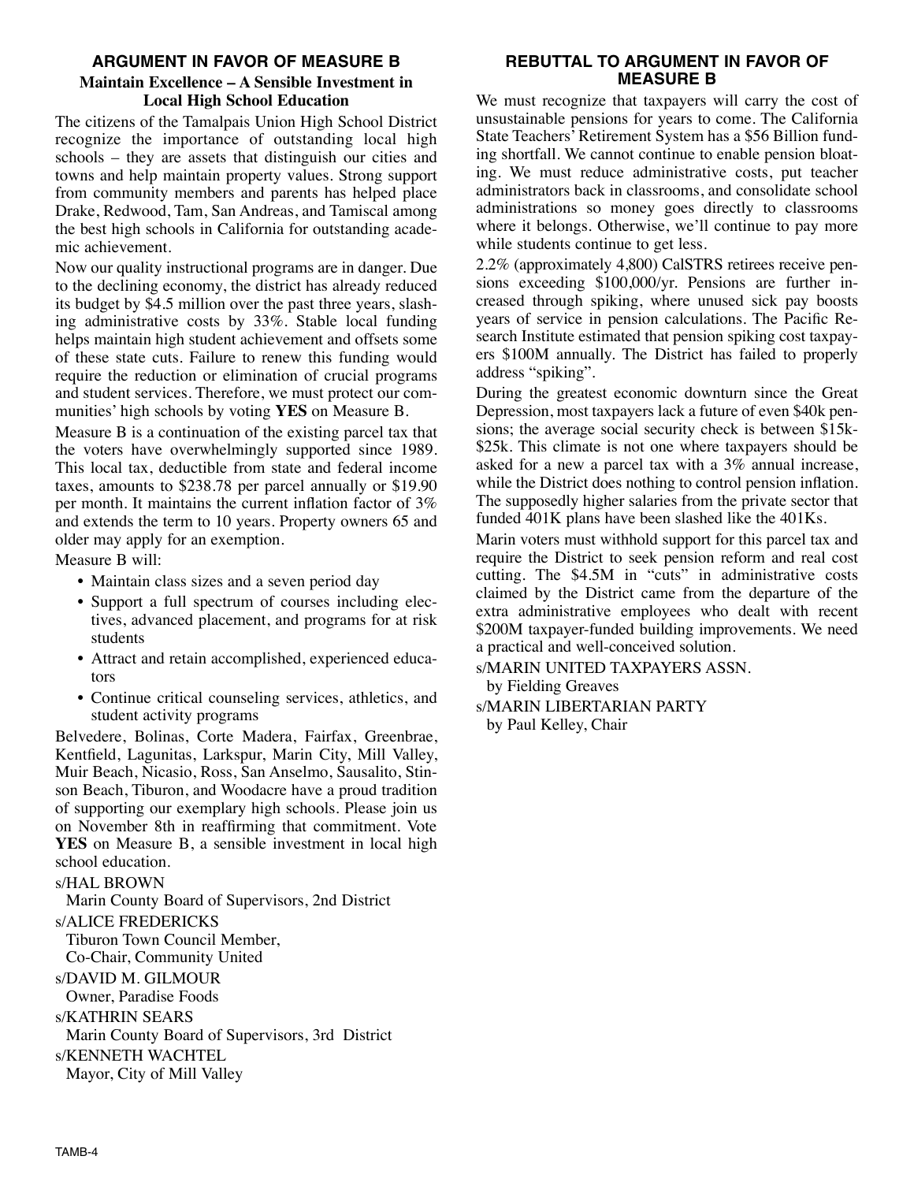## ARGUMENT IN FAVOR OF MEASURE B

### Maintain Excellence – A Sensible Investment in Local High School Education

The citizens of the Tamalpais Union High School District recognize the importance of outstanding local high schools – they are assets that distinguish our cities and towns and help maintain property values. Strong support from community members and parents has helped place Drake, Redwood, Tam, San Andreas, and Tamiscal among the best high schools in California for outstanding academic achievement.

Now our quality instructional programs are in danger. Due to the declining economy, the district has already reduced its budget by $4.5 million over the past three years, slashing administrative costs by 33%. Stable local funding helps maintain high student achievement and offsets some of these state cuts. Failure to renew this funding would require the reduction or elimination of crucial programs and student services. Therefore, we must protect our communities' high schools by voting **YES** on Measure B.

Measure B is a continuation of the existing parcel tax that the voters have overwhelmingly supported since 1989. This local tax, deductible from state and federal income taxes, amounts to $238.78 per parcel annually or $19.90 per month. It maintains the current inflation factor of 3% and extends the term to 10 years. Property owners 65 and older may apply for an exemption.

Measure B will:

- Maintain class sizes and a seven period day
- Support a full spectrum of courses including electives, advanced placement, and programs for at risk students
- Attract and retain accomplished, experienced educators
- Continue critical counseling services, athletics, and student activity programs

Belvedere, Bolinas, Corte Madera, Fairfax, Greenbrae, Kentfield, Lagunitas, Larkspur, Marin City, Mill Valley, Muir Beach, Nicasio, Ross, San Anselmo, Sausalito, Stinson Beach, Tiburon, and Woodacre have a proud tradition of supporting our exemplary high schools. Please join us on November 8th in reaffirming that commitment. Vote **YES** on Measure B, a sensible investment in local high school education.

s/HAL BROWN
Marin County Board of Supervisors, 2nd District

s/ALICE FREDERICKS
Tiburon Town Council Member,
Co-Chair, Community United

s/DAVID M. GILMOUR
Owner, Paradise Foods

s/KATHRIN SEARS
Marin County Board of Supervisors, 3rd District

s/KENNETH WACHTEL
Mayor, City of Mill Valley

## REBUTTAL TO ARGUMENT IN FAVOR OF MEASURE B

We must recognize that taxpayers will carry the cost of unsustainable pensions for years to come. The California State Teachers' Retirement System has a $56 Billion funding shortfall. We cannot continue to enable pension bloating. We must reduce administrative costs, put teacher administrators back in classrooms, and consolidate school administrations so money goes directly to classrooms where it belongs. Otherwise, we'll continue to pay more while students continue to get less.

2.2% (approximately 4,800) CalSTRS retirees receive pensions exceeding $100,000/yr. Pensions are further increased through spiking, where unused sick pay boosts years of service in pension calculations. The Pacific Research Institute estimated that pension spiking cost taxpayers $100M annually. The District has failed to properly address "spiking".

During the greatest economic downturn since the Great Depression, most taxpayers lack a future of even $40k pensions; the average social security check is between $15k-$25k. This climate is not one where taxpayers should be asked for a new a parcel tax with a 3% annual increase, while the District does nothing to control pension inflation. The supposedly higher salaries from the private sector that funded 401K plans have been slashed like the 401Ks.

Marin voters must withhold support for this parcel tax and require the District to seek pension reform and real cost cutting. The $4.5M in "cuts" in administrative costs claimed by the District came from the departure of the extra administrative employees who dealt with recent $200M taxpayer-funded building improvements. We need a practical and well-conceived solution.

s/MARIN UNITED TAXPAYERS ASSN.
by Fielding Greaves

s/MARIN LIBERTARIAN PARTY
by Paul Kelley, Chair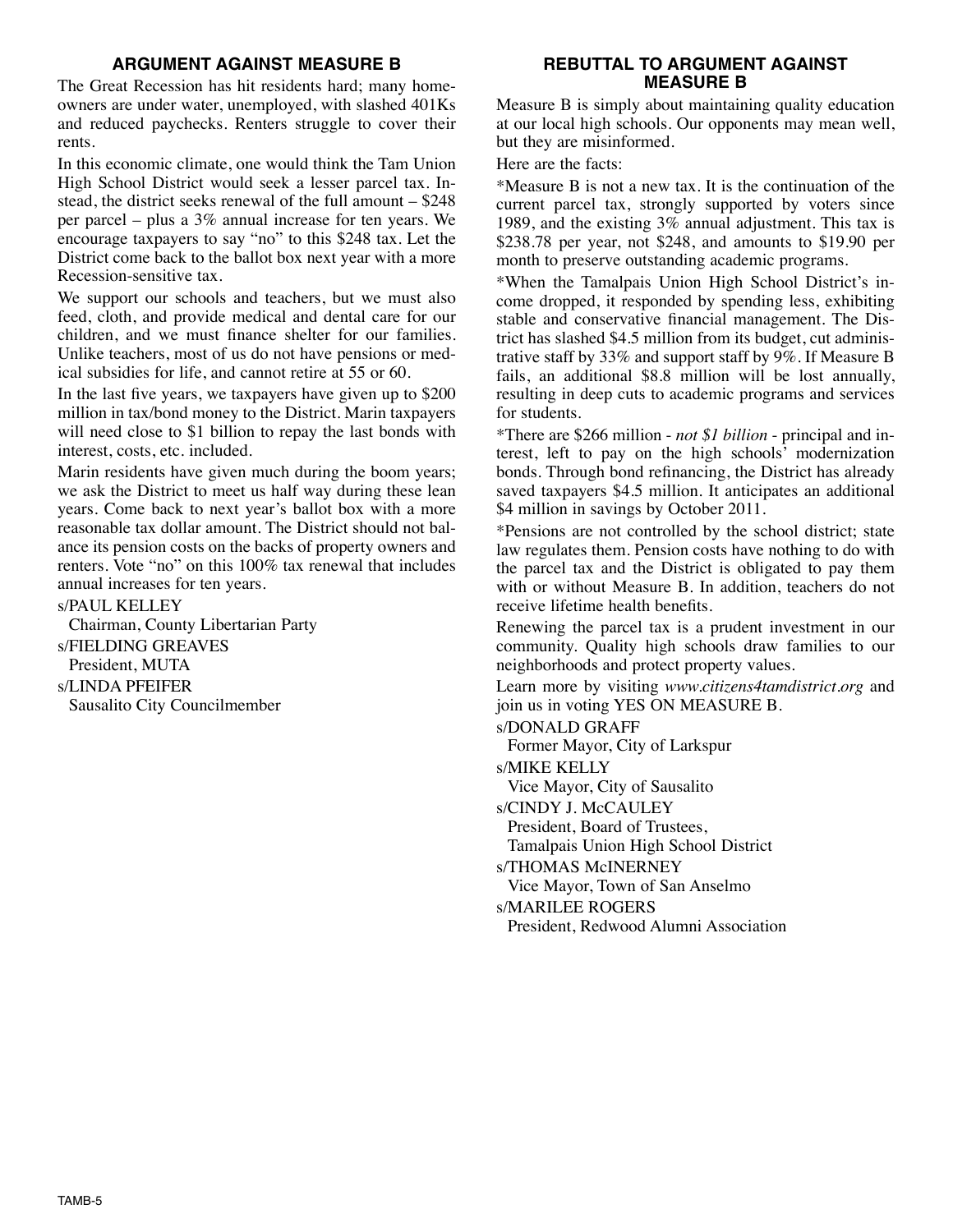## ARGUMENT AGAINST MEASURE B

The Great Recession has hit residents hard; many homeowners are under water, unemployed, with slashed 401Ks and reduced paychecks. Renters struggle to cover their rents.

In this economic climate, one would think the Tam Union High School District would seek a lesser parcel tax. Instead, the district seeks renewal of the full amount – $248 per parcel – plus a 3% annual increase for ten years. We encourage taxpayers to say "no" to this $248 tax. Let the District come back to the ballot box next year with a more Recession-sensitive tax.

We support our schools and teachers, but we must also feed, cloth, and provide medical and dental care for our children, and we must finance shelter for our families. Unlike teachers, most of us do not have pensions or medical subsidies for life, and cannot retire at 55 or 60.

In the last five years, we taxpayers have given up to $200 million in tax/bond money to the District. Marin taxpayers will need close to $1 billion to repay the last bonds with interest, costs, etc. included.

Marin residents have given much during the boom years; we ask the District to meet us half way during these lean years. Come back to next year's ballot box with a more reasonable tax dollar amount. The District should not balance its pension costs on the backs of property owners and renters. Vote "no" on this 100% tax renewal that includes annual increases for ten years.

s/PAUL KELLEY
Chairman, County Libertarian Party

s/FIELDING GREAVES
President, MUTA

s/LINDA PFEIFER
Sausalito City Councilmember

## REBUTTAL TO ARGUMENT AGAINST MEASURE B

Measure B is simply about maintaining quality education at our local high schools. Our opponents may mean well, but they are misinformed.

Here are the facts:

*Measure B is not a new tax. It is the continuation of the current parcel tax, strongly supported by voters since 1989, and the existing 3% annual adjustment. This tax is $238.78 per year, not $248, and amounts to $19.90 per month to preserve outstanding academic programs.

*When the Tamalpais Union High School District's income dropped, it responded by spending less, exhibiting stable and conservative financial management. The District has slashed $4.5 million from its budget, cut administrative staff by 33% and support staff by 9%. If Measure B fails, an additional $8.8 million will be lost annually, resulting in deep cuts to academic programs and services for students.

*There are $266 million - *not $1 billion* - principal and interest, left to pay on the high schools' modernization bonds. Through bond refinancing, the District has already saved taxpayers $4.5 million. It anticipates an additional $4 million in savings by October 2011.

*Pensions are not controlled by the school district; state law regulates them. Pension costs have nothing to do with the parcel tax and the District is obligated to pay them with or without Measure B. In addition, teachers do not receive lifetime health benefits.

Renewing the parcel tax is a prudent investment in our community. Quality high schools draw families to our neighborhoods and protect property values.

Learn more by visiting *www.citizens4tamdistrict.org* and join us in voting YES ON MEASURE B.

s/DONALD GRAFF
Former Mayor, City of Larkspur

s/MIKE KELLY
Vice Mayor, City of Sausalito

s/CINDY J. McCAULEY
President, Board of Trustees,
Tamalpais Union High School District

s/THOMAS McINERNEY
Vice Mayor, Town of San Anselmo

s/MARILEE ROGERS
President, Redwood Alumni Association